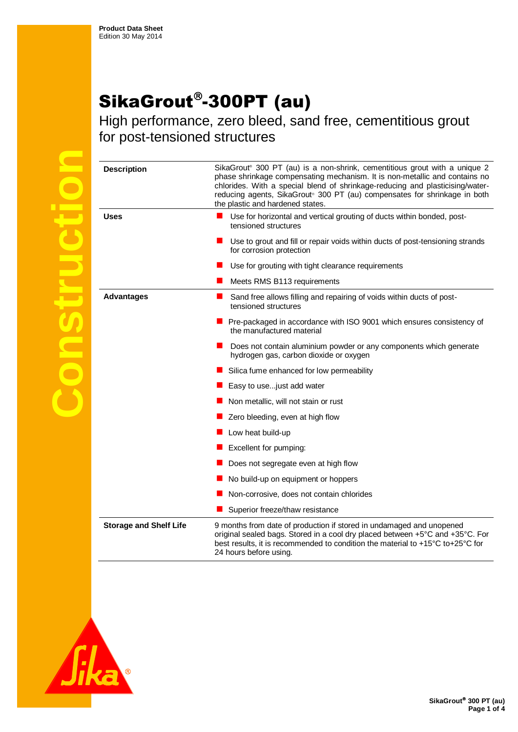**Product Data Sheet**
Edition 30 May 2014

# SikaGrout®-300PT (au)

## High performance, zero bleed, sand free, cementitious grout for post-tensioned structures

| | |
|---|---|
| **Description** | SikaGrout® 300 PT (au) is a non-shrink, cementitious grout with a unique 2 phase shrinkage compensating mechanism. It is non-metallic and contains no chlorides. With a special blend of shrinkage-reducing and plasticising/water-reducing agents, SikaGrout® 300 PT (au) compensates for shrinkage in both the plastic and hardened states. |
| **Uses** | ■ Use for horizontal and vertical grouting of ducts within bonded, post-tensioned structures<br>■ Use to grout and fill or repair voids within ducts of post-tensioning strands for corrosion protection<br>■ Use for grouting with tight clearance requirements<br>■ Meets RMS B113 requirements |
| **Advantages** | ■ Sand free allows filling and repairing of voids within ducts of post-tensioned structures<br>■ Pre-packaged in accordance with ISO 9001 which ensures consistency of the manufactured material<br>■ Does not contain aluminium powder or any components which generate hydrogen gas, carbon dioxide or oxygen<br>■ Silica fume enhanced for low permeability<br>■ Easy to use...just add water<br>■ Non metallic, will not stain or rust<br>■ Zero bleeding, even at high flow<br>■ Low heat build-up<br>■ Excellent for pumping:<br>■ Does not segregate even at high flow<br>■ No build-up on equipment or hoppers<br>■ Non-corrosive, does not contain chlorides<br>■ Superior freeze/thaw resistance |
| **Storage and Shelf Life** | 9 months from date of production if stored in undamaged and unopened original sealed bags. Stored in a cool dry placed between +5°C and +35°C. For best results, it is recommended to condition the material to +15°C to+25°C for 24 hours before using. |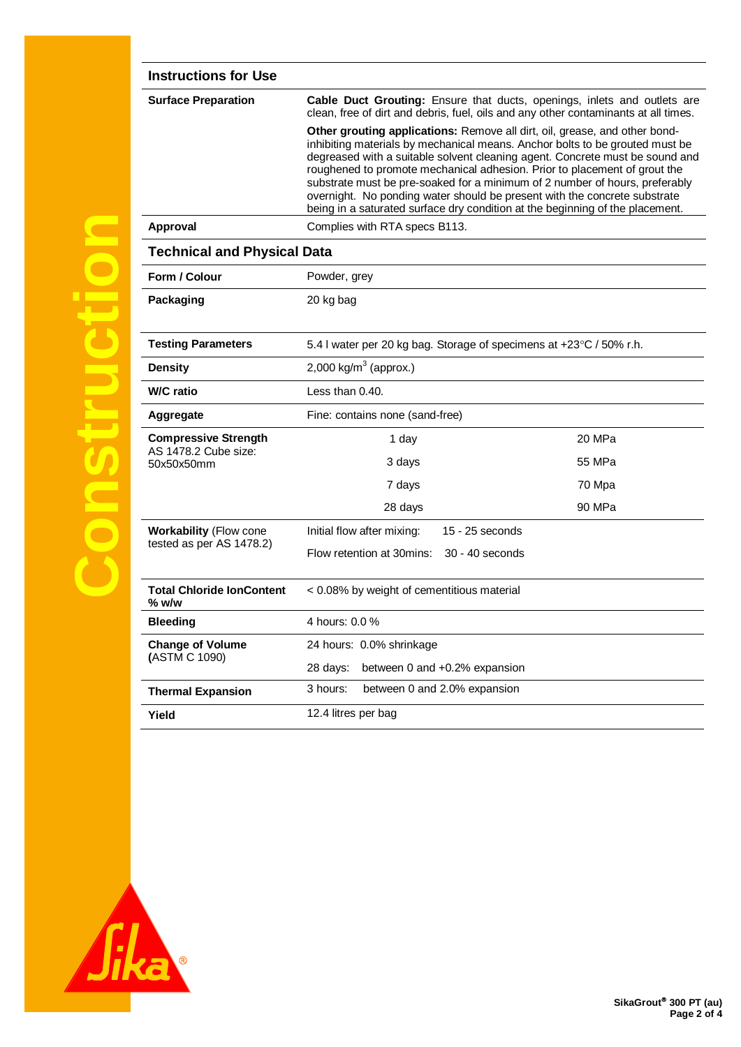## Instructions for Use

| | |
|---|---|
| **Surface Preparation** | **Cable Duct Grouting:** Ensure that ducts, openings, inlets and outlets are clean, free of dirt and debris, fuel, oils and any other contaminants at all times. <br><br> **Other grouting applications:** Remove all dirt, oil, grease, and other bond-inhibiting materials by mechanical means. Anchor bolts to be grouted must be degreased with a suitable solvent cleaning agent. Concrete must be sound and roughened to promote mechanical adhesion. Prior to placement of grout the substrate must be pre-soaked for a minimum of 2 number of hours, preferably overnight. No ponding water should be present with the concrete substrate being in a saturated surface dry condition at the beginning of the placement. |
| **Approval** | Complies with RTA specs B113. |

## Technical and Physical Data

| | | |
|---|---|---|
| **Form / Colour** | Powder, grey | |
| **Packaging** | 20 kg bag | |
| **Testing Parameters** | 5.4 l water per 20 kg bag. Storage of specimens at +23°C / 50% r.h. | |
| **Density** | 2,000 kg/m$^3$ (approx.) | |
| **W/C ratio** | Less than 0.40. | |
| **Aggregate** | Fine: contains none (sand-free) | |
| **Compressive Strength** AS 1478.2 Cube size: 50x50x50mm | 1 day | 20 MPa |
| | 3 days | 55 MPa |
| | 7 days | 70 Mpa |
| | 28 days | 90 MPa |
| **Workability** (Flow cone tested as per AS 1478.2) | Initial flow after mixing: 15 - 25 seconds | |
| | Flow retention at 30mins: 30 - 40 seconds | |
| **Total Chloride IonContent % w/w** | < 0.08% by weight of cementitious material | |
| **Bleeding** | 4 hours: 0.0 % | |
| **Change of Volume (**ASTM C 1090) | 24 hours: 0.0% shrinkage | |
| | 28 days: between 0 and +0.2% expansion | |
| **Thermal Expansion** | 3 hours: between 0 and 2.0% expansion | |
| **Yield** | 12.4 litres per bag | |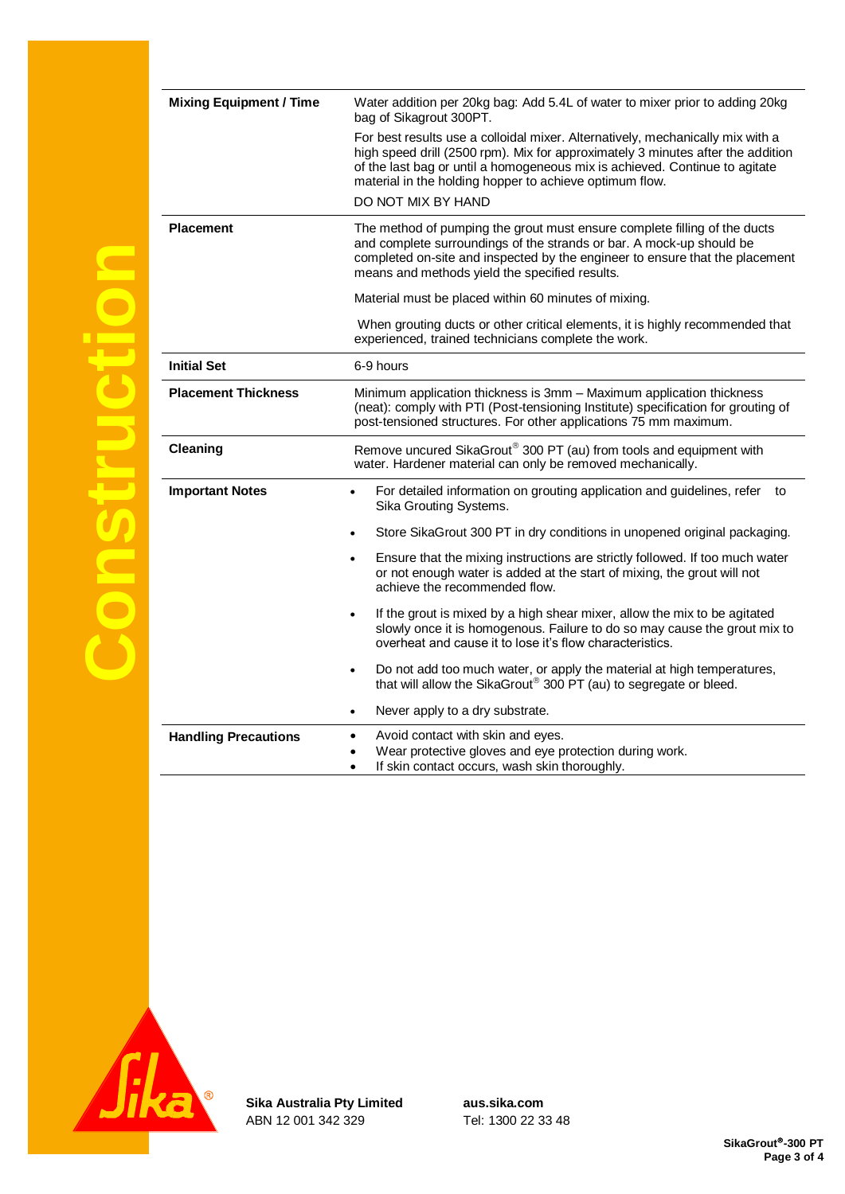| | |
|---|---|
| **Mixing Equipment / Time** | Water addition per 20kg bag: Add 5.4L of water to mixer prior to adding 20kg bag of Sikagrout 300PT.<br><br>For best results use a colloidal mixer. Alternatively, mechanically mix with a high speed drill (2500 rpm). Mix for approximately 3 minutes after the addition of the last bag or until a homogeneous mix is achieved. Continue to agitate material in the holding hopper to achieve optimum flow.<br><br>DO NOT MIX BY HAND |
| **Placement** | The method of pumping the grout must ensure complete filling of the ducts and complete surroundings of the strands or bar. A mock-up should be completed on-site and inspected by the engineer to ensure that the placement means and methods yield the specified results.<br><br>Material must be placed within 60 minutes of mixing.<br><br>When grouting ducts or other critical elements, it is highly recommended that experienced, trained technicians complete the work. |
| **Initial Set** | 6-9 hours |
| **Placement Thickness** | Minimum application thickness is 3mm – Maximum application thickness (neat): comply with PTI (Post-tensioning Institute) specification for grouting of post-tensioned structures. For other applications 75 mm maximum. |
| **Cleaning** | Remove uncured SikaGrout® 300 PT (au) from tools and equipment with water. Hardener material can only be removed mechanically. |
| **Important Notes** | • For detailed information on grouting application and guidelines, refer to Sika Grouting Systems.<br><br>• Store SikaGrout 300 PT in dry conditions in unopened original packaging.<br><br>• Ensure that the mixing instructions are strictly followed. If too much water or not enough water is added at the start of mixing, the grout will not achieve the recommended flow.<br><br>• If the grout is mixed by a high shear mixer, allow the mix to be agitated slowly once it is homogenous. Failure to do so may cause the grout mix to overheat and cause it to lose it's flow characteristics.<br><br>• Do not add too much water, or apply the material at high temperatures, that will allow the SikaGrout® 300 PT (au) to segregate or bleed.<br><br>• Never apply to a dry substrate. |
| **Handling Precautions** | • Avoid contact with skin and eyes.<br>• Wear protective gloves and eye protection during work.<br>• If skin contact occurs, wash skin thoroughly. |

**Sika Australia Pty Limited**
ABN 12 001 342 329

**aus.sika.com**
Tel: 1300 22 33 48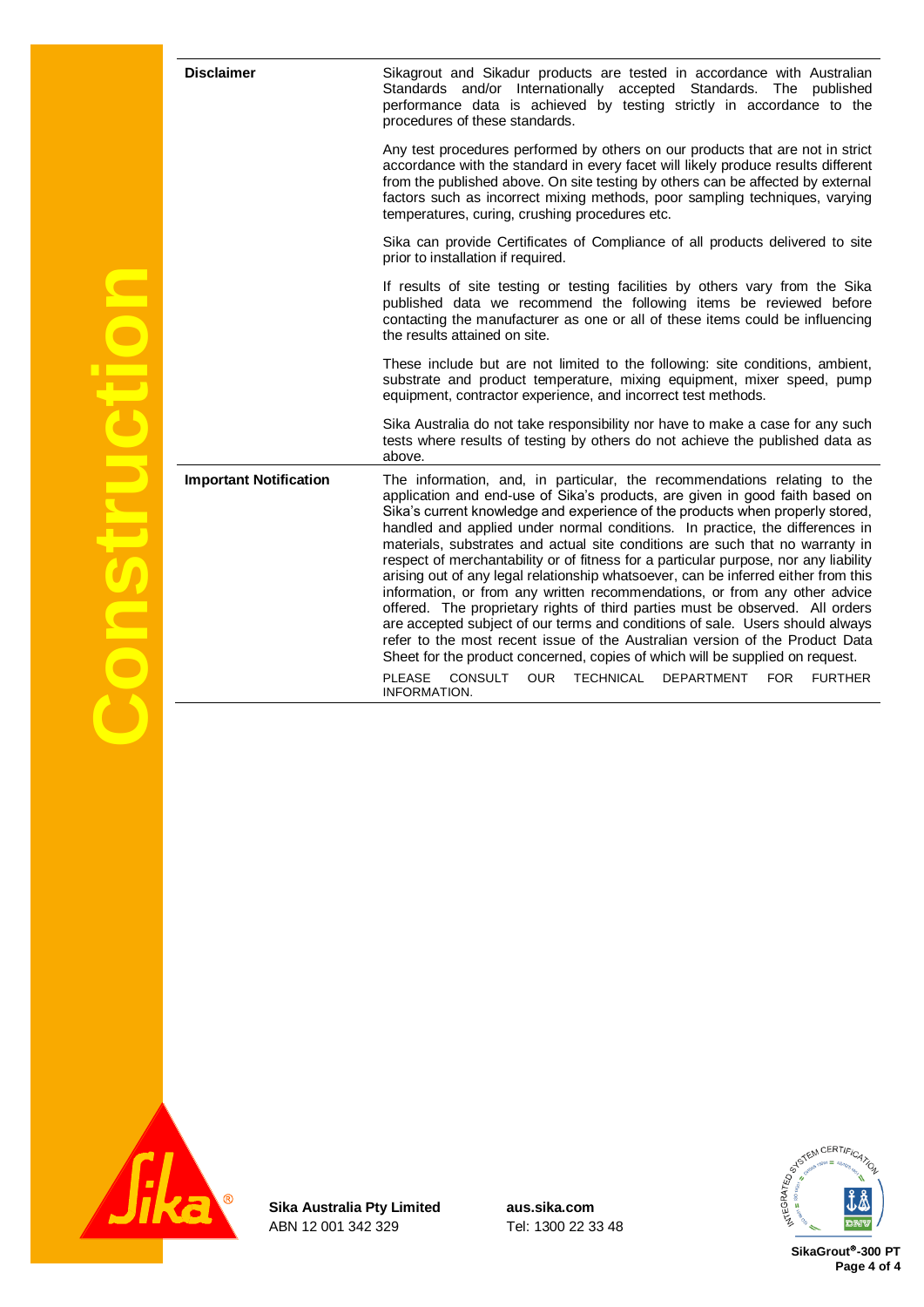| | |
|---|---|
| **Disclaimer** | Sikagrout and Sikadur products are tested in accordance with Australian Standards and/or Internationally accepted Standards. The published performance data is achieved by testing strictly in accordance to the procedures of these standards.<br><br>Any test procedures performed by others on our products that are not in strict accordance with the standard in every facet will likely produce results different from the published above. On site testing by others can be affected by external factors such as incorrect mixing methods, poor sampling techniques, varying temperatures, curing, crushing procedures etc.<br><br>Sika can provide Certificates of Compliance of all products delivered to site prior to installation if required.<br><br>If results of site testing or testing facilities by others vary from the Sika published data we recommend the following items be reviewed before contacting the manufacturer as one or all of these items could be influencing the results attained on site.<br><br>These include but are not limited to the following: site conditions, ambient, substrate and product temperature, mixing equipment, mixer speed, pump equipment, contractor experience, and incorrect test methods.<br><br>Sika Australia do not take responsibility nor have to make a case for any such tests where results of testing by others do not achieve the published data as above. |
| **Important Notification** | The information, and, in particular, the recommendations relating to the application and end-use of Sika's products, are given in good faith based on Sika's current knowledge and experience of the products when properly stored, handled and applied under normal conditions. In practice, the differences in materials, substrates and actual site conditions are such that no warranty in respect of merchantability or of fitness for a particular purpose, nor any liability arising out of any legal relationship whatsoever, can be inferred either from this information, or from any written recommendations, or from any other advice offered. The proprietary rights of third parties must be observed. All orders are accepted subject of our terms and conditions of sale. Users should always refer to the most recent issue of the Australian version of the Product Data Sheet for the product concerned, copies of which will be supplied on request.<br><br>PLEASE CONSULT OUR TECHNICAL DEPARTMENT FOR FURTHER INFORMATION. |

**Sika Australia Pty Limited**
ABN 12 001 342 329

**aus.sika.com**
Tel: 1300 22 33 48